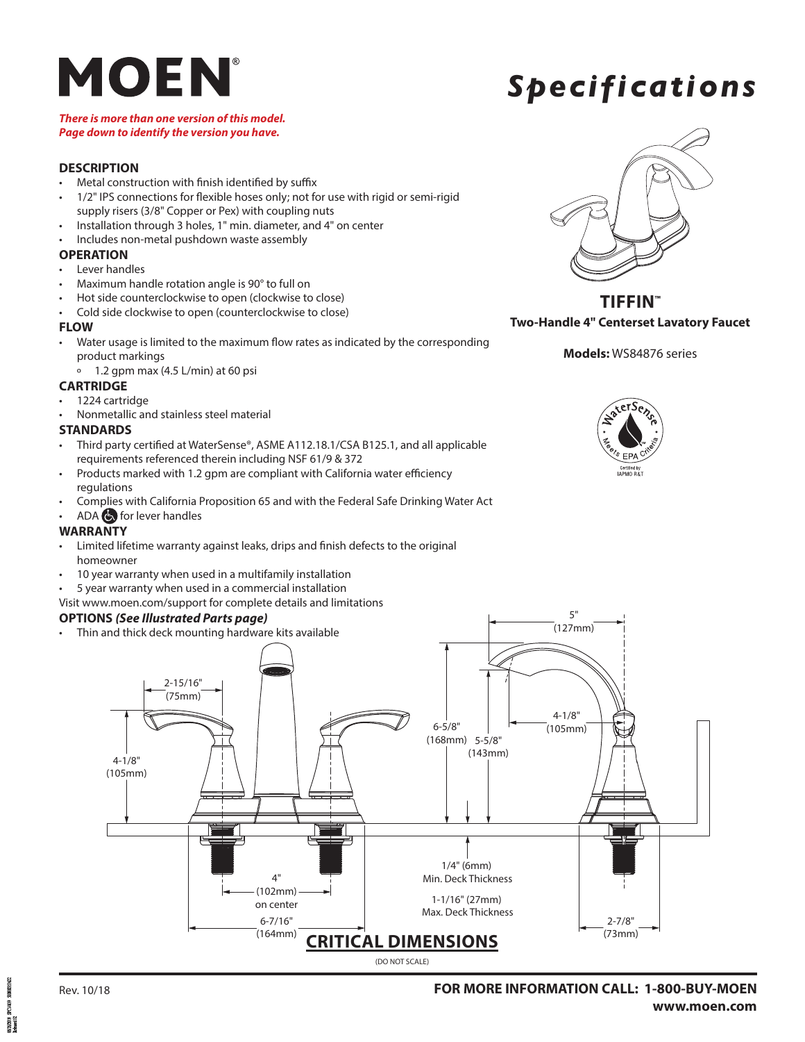# MOEN®

# Specifications

***There is more than one version of this model. Page down to identify the version you have.***

## TIFFIN™

**Two-Handle 4" Centerset Lavatory Faucet**

**Models:** WS84876 series

WaterSense Meets EPA Criteria — Certified by IAPMO R&T

### DESCRIPTION

- Metal construction with finish identified by suffix
- 1/2" IPS connections for flexible hoses only; not for use with rigid or semi-rigid supply risers (3/8" Copper or Pex) with coupling nuts
- Installation through 3 holes, 1" min. diameter, and 4" on center
- Includes non-metal pushdown waste assembly

### OPERATION

- Lever handles
- Maximum handle rotation angle is 90° to full on
- Hot side counterclockwise to open (clockwise to close)
- Cold side clockwise to open (counterclockwise to close)

### FLOW

- Water usage is limited to the maximum flow rates as indicated by the corresponding product markings
  - 1.2 gpm max (4.5 L/min) at 60 psi

### CARTRIDGE

- 1224 cartridge
- Nonmetallic and stainless steel material

### STANDARDS

- Third party certified at WaterSense®, ASME A112.18.1/CSA B125.1, and all applicable requirements referenced therein including NSF 61/9 & 372
- Products marked with 1.2 gpm are compliant with California water efficiency regulations
- Complies with California Proposition 65 and with the Federal Safe Drinking Water Act
- ADA ♿ for lever handles

### WARRANTY

- Limited lifetime warranty against leaks, drips and finish defects to the original homeowner
- 10 year warranty when used in a multifamily installation
- 5 year warranty when used in a commercial installation

Visit www.moen.com/support for complete details and limitations

### OPTIONS *(See Illustrated Parts page)*

- Thin and thick deck mounting hardware kits available

## CRITICAL DIMENSIONS

(DO NOT SCALE)

- 2-15/16" (75mm)
- 4-1/8" (105mm)
- 6-5/8" (168mm)
- 5-5/8" (143mm)
- 5" (127mm)
- 4-1/8" (105mm)
- 4" (102mm) on center
- 6-7/16" (164mm)
- 1/4" (6mm) Min. Deck Thickness
- 1-1/16" (27mm) Max. Deck Thickness
- 2-7/8" (73mm)

Rev. 10/18

**FOR MORE INFORMATION CALL: 1-800-BUY-MOEN**
**www.moen.com**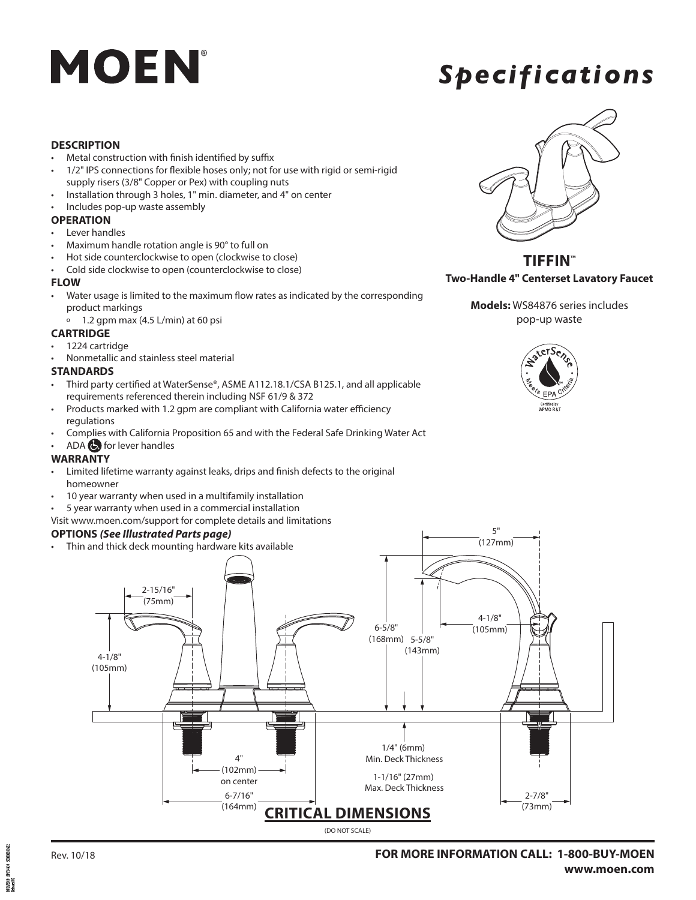# MOEN®

# *Specifications*

**TIFFIN™**

**Two-Handle 4" Centerset Lavatory Faucet**

**Models:** WS84876 series includes pop-up waste

WaterSense · Meets EPA Criteria · Certified by IAPMO R&T

### DESCRIPTION

- Metal construction with finish identified by suffix
- 1/2" IPS connections for flexible hoses only; not for use with rigid or semi-rigid supply risers (3/8" Copper or Pex) with coupling nuts
- Installation through 3 holes, 1" min. diameter, and 4" on center
- Includes pop-up waste assembly

### OPERATION

- Lever handles
- Maximum handle rotation angle is 90° to full on
- Hot side counterclockwise to open (clockwise to close)
- Cold side clockwise to open (counterclockwise to close)

### FLOW

- Water usage is limited to the maximum flow rates as indicated by the corresponding product markings
  - 1.2 gpm max (4.5 L/min) at 60 psi

### CARTRIDGE

- 1224 cartridge
- Nonmetallic and stainless steel material

### STANDARDS

- Third party certified at WaterSense®, ASME A112.18.1/CSA B125.1, and all applicable requirements referenced therein including NSF 61/9 & 372
- Products marked with 1.2 gpm are compliant with California water efficiency regulations
- Complies with California Proposition 65 and with the Federal Safe Drinking Water Act
- ADA ♿ for lever handles

### WARRANTY

- Limited lifetime warranty against leaks, drips and finish defects to the original homeowner
- 10 year warranty when used in a multifamily installation
- 5 year warranty when used in a commercial installation

Visit www.moen.com/support for complete details and limitations

### OPTIONS *(See Illustrated Parts page)*

- Thin and thick deck mounting hardware kits available

2-15/16" (75mm)

4-1/8" (105mm)

6-5/8" (168mm)

5-5/8" (143mm)

5" (127mm)

4-1/8" (105mm)

4" (102mm) on center

6-7/16" (164mm)

1/4" (6mm) Min. Deck Thickness

1-1/16" (27mm) Max. Deck Thickness

2-7/8" (73mm)

## CRITICAL DIMENSIONS

(DO NOT SCALE)

Rev. 10/18

**FOR MORE INFORMATION CALL: 1-800-BUY-MOEN**
**www.moen.com**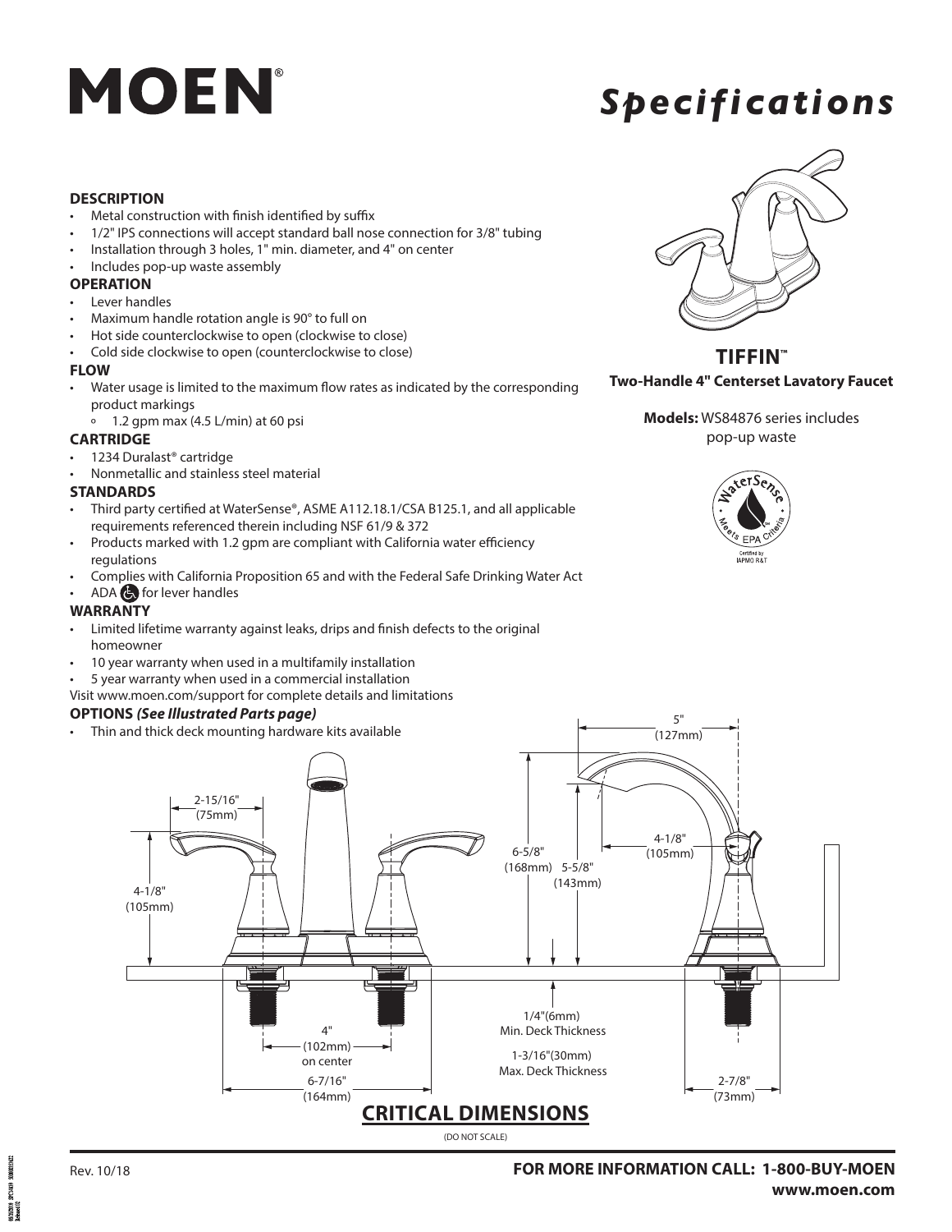# MOEN®

# *Specifications*

## TIFFIN™

**Two-Handle 4" Centerset Lavatory Faucet**

**Models:** WS84876 series includes pop-up waste

### DESCRIPTION

- Metal construction with finish identified by suffix
- 1/2" IPS connections will accept standard ball nose connection for 3/8" tubing
- Installation through 3 holes, 1" min. diameter, and 4" on center
- Includes pop-up waste assembly

### OPERATION

- Lever handles
- Maximum handle rotation angle is 90° to full on
- Hot side counterclockwise to open (clockwise to close)
- Cold side clockwise to open (counterclockwise to close)

### FLOW

- Water usage is limited to the maximum flow rates as indicated by the corresponding product markings
  - 1.2 gpm max (4.5 L/min) at 60 psi

### CARTRIDGE

- 1234 Duralast® cartridge
- Nonmetallic and stainless steel material

### STANDARDS

- Third party certified at WaterSense®, ASME A112.18.1/CSA B125.1, and all applicable requirements referenced therein including NSF 61/9 & 372
- Products marked with 1.2 gpm are compliant with California water efficiency regulations
- Complies with California Proposition 65 and with the Federal Safe Drinking Water Act
- ADA ♿ for lever handles

### WARRANTY

- Limited lifetime warranty against leaks, drips and finish defects to the original homeowner
- 10 year warranty when used in a multifamily installation
- 5 year warranty when used in a commercial installation

Visit www.moen.com/support for complete details and limitations

### OPTIONS *(See Illustrated Parts page)*

- Thin and thick deck mounting hardware kits available

WaterSense Meets EPA Criteria — Certified by IAPMO R&T

2-15/16" (75mm)

4-1/8" (105mm)

4" (102mm) on center

6-7/16" (164mm)

6-5/8" (168mm)

5-5/8" (143mm)

5" (127mm)

4-1/8" (105mm)

1/4"(6mm) Min. Deck Thickness

1-3/16"(30mm) Max. Deck Thickness

2-7/8" (73mm)

## CRITICAL DIMENSIONS

(DO NOT SCALE)

Rev. 10/18

**FOR MORE INFORMATION CALL: 1-800-BUY-MOEN**
**www.moen.com**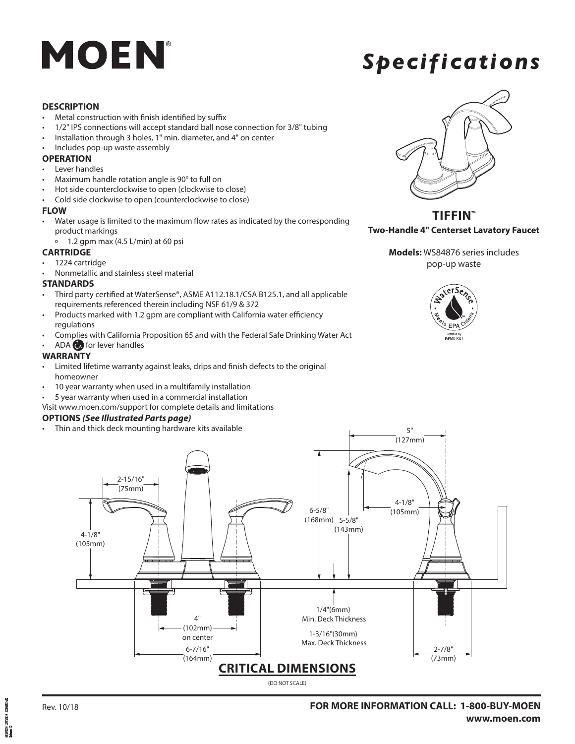# MOEN®

# *Specifications*

### DESCRIPTION

- Metal construction with finish identified by suffix
- 1/2" IPS connections will accept standard ball nose connection for 3/8" tubing
- Installation through 3 holes, 1" min. diameter, and 4" on center
- Includes pop-up waste assembly

### OPERATION

- Lever handles
- Maximum handle rotation angle is 90° to full on
- Hot side counterclockwise to open (clockwise to close)
- Cold side clockwise to open (counterclockwise to close)

### FLOW

- Water usage is limited to the maximum flow rates as indicated by the corresponding product markings
  - 1.2 gpm max (4.5 L/min) at 60 psi

### CARTRIDGE

- 1224 cartridge
- Nonmetallic and stainless steel material

### STANDARDS

- Third party certified at WaterSense®, ASME A112.18.1/CSA B125.1, and all applicable requirements referenced therein including NSF 61/9 & 372
- Products marked with 1.2 gpm are compliant with California water efficiency regulations
- Complies with California Proposition 65 and with the Federal Safe Drinking Water Act
- ADA for lever handles

### WARRANTY

- Limited lifetime warranty against leaks, drips and finish defects to the original homeowner
- 10 year warranty when used in a multifamily installation
- 5 year warranty when used in a commercial installation

Visit www.moen.com/support for complete details and limitations

### OPTIONS *(See Illustrated Parts page)*

- Thin and thick deck mounting hardware kits available

## TIFFIN™

**Two-Handle 4" Centerset Lavatory Faucet**

**Models:** WS84876 series includes pop-up waste

WaterSense Meets EPA Criteria
Certified by IAPMO R&T

2-15/16" (75mm)
4-1/8" (105mm)
4" (102mm) on center
6-7/16" (164mm)
6-5/8" (168mm)
5-5/8" (143mm)
5" (127mm)
4-1/8" (105mm)
1/4"(6mm) Min. Deck Thickness
1-3/16"(30mm) Max. Deck Thickness
2-7/8" (73mm)

## CRITICAL DIMENSIONS

(DO NOT SCALE)

Rev. 10/18

**FOR MORE INFORMATION CALL: 1-800-BUY-MOEN**
**www.moen.com**